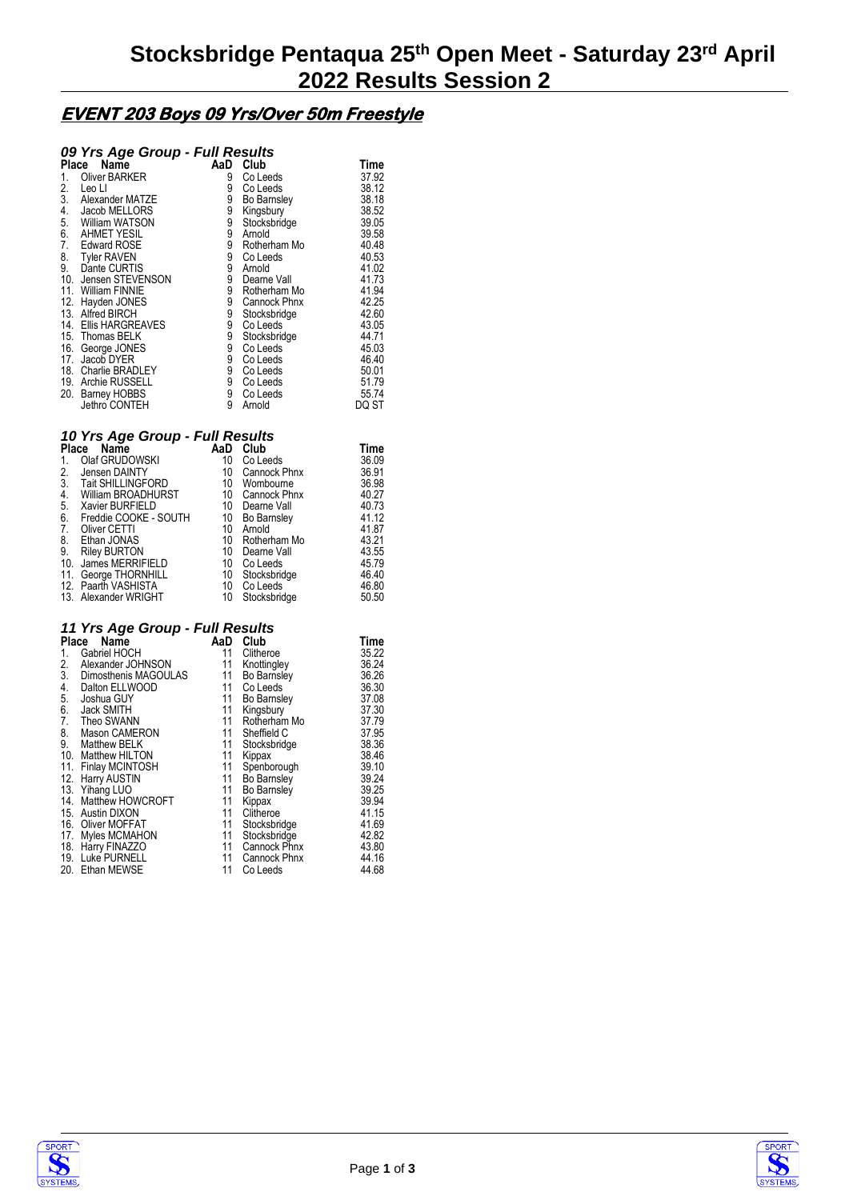# Stocksbridge Pentaqua 25th Open Meet - Saturday 23rd April 2022 Results Session 2

## EVENT 203 Boys 09 Yrs/Over 50m Freestyle

### 09 Yrs Age Group - Full Results

| Place | Name | AaD | Club | Time |
|---|---|---|---|---|
| 1. | Oliver BARKER | 9 | Co Leeds | 37.92 |
| 2. | Leo LI | 9 | Co Leeds | 38.12 |
| 3. | Alexander MATZE | 9 | Bo Barnsley | 38.18 |
| 4. | Jacob MELLORS | 9 | Kingsbury | 38.52 |
| 5. | William WATSON | 9 | Stocksbridge | 39.05 |
| 6. | AHMET YESIL | 9 | Arnold | 39.58 |
| 7. | Edward ROSE | 9 | Rotherham Mo | 40.48 |
| 8. | Tyler RAVEN | 9 | Co Leeds | 40.53 |
| 9. | Dante CURTIS | 9 | Arnold | 41.02 |
| 10. | Jensen STEVENSON | 9 | Dearne Vall | 41.73 |
| 11. | William FINNIE | 9 | Rotherham Mo | 41.94 |
| 12. | Hayden JONES | 9 | Cannock Phnx | 42.25 |
| 13. | Alfred BIRCH | 9 | Stocksbridge | 42.60 |
| 14. | Ellis HARGREAVES | 9 | Co Leeds | 43.05 |
| 15. | Thomas BELK | 9 | Stocksbridge | 44.71 |
| 16. | George JONES | 9 | Co Leeds | 45.03 |
| 17. | Jacob DYER | 9 | Co Leeds | 46.40 |
| 18. | Charlie BRADLEY | 9 | Co Leeds | 50.01 |
| 19. | Archie RUSSELL | 9 | Co Leeds | 51.79 |
| 20. | Barney HOBBS | 9 | Co Leeds | 55.74 |
| | Jethro CONTEH | 9 | Arnold | DQ ST |

### 10 Yrs Age Group - Full Results

| Place | Name | AaD | Club | Time |
|---|---|---|---|---|
| 1. | Olaf GRUDOWSKI | 10 | Co Leeds | 36.09 |
| 2. | Jensen DAINTY | 10 | Cannock Phnx | 36.91 |
| 3. | Tait SHILLINGFORD | 10 | Wombourne | 36.98 |
| 4. | William BROADHURST | 10 | Cannock Phnx | 40.27 |
| 5. | Xavier BURFIELD | 10 | Dearne Vall | 40.73 |
| 6. | Freddie COOKE - SOUTH | 10 | Bo Barnsley | 41.12 |
| 7. | Oliver CETTI | 10 | Arnold | 41.87 |
| 8. | Ethan JONAS | 10 | Rotherham Mo | 43.21 |
| 9. | Riley BURTON | 10 | Dearne Vall | 43.55 |
| 10. | James MERRIFIELD | 10 | Co Leeds | 45.79 |
| 11. | George THORNHILL | 10 | Stocksbridge | 46.40 |
| 12. | Paarth VASHISTA | 10 | Co Leeds | 46.80 |
| 13. | Alexander WRIGHT | 10 | Stocksbridge | 50.50 |

### 11 Yrs Age Group - Full Results

| Place | Name | AaD | Club | Time |
|---|---|---|---|---|
| 1. | Gabriel HOCH | 11 | Clitheroe | 35.22 |
| 2. | Alexander JOHNSON | 11 | Knottingley | 36.24 |
| 3. | Dimosthenis MAGOULAS | 11 | Bo Barnsley | 36.26 |
| 4. | Dalton ELLWOOD | 11 | Co Leeds | 36.30 |
| 5. | Joshua GUY | 11 | Bo Barnsley | 37.08 |
| 6. | Jack SMITH | 11 | Kingsbury | 37.30 |
| 7. | Theo SWANN | 11 | Rotherham Mo | 37.79 |
| 8. | Mason CAMERON | 11 | Sheffield C | 37.95 |
| 9. | Matthew BELK | 11 | Stocksbridge | 38.36 |
| 10. | Matthew HILTON | 11 | Kippax | 38.46 |
| 11. | Finlay MCINTOSH | 11 | Spenborough | 39.10 |
| 12. | Harry AUSTIN | 11 | Bo Barnsley | 39.24 |
| 13. | Yihang LUO | 11 | Bo Barnsley | 39.25 |
| 14. | Matthew HOWCROFT | 11 | Kippax | 39.94 |
| 15. | Austin DIXON | 11 | Clitheroe | 41.15 |
| 16. | Oliver MOFFAT | 11 | Stocksbridge | 41.69 |
| 17. | Myles MCMAHON | 11 | Stocksbridge | 42.82 |
| 18. | Harry FINAZZO | 11 | Cannock Phnx | 43.80 |
| 19. | Luke PURNELL | 11 | Cannock Phnx | 44.16 |
| 20. | Ethan MEWSE | 11 | Co Leeds | 44.68 |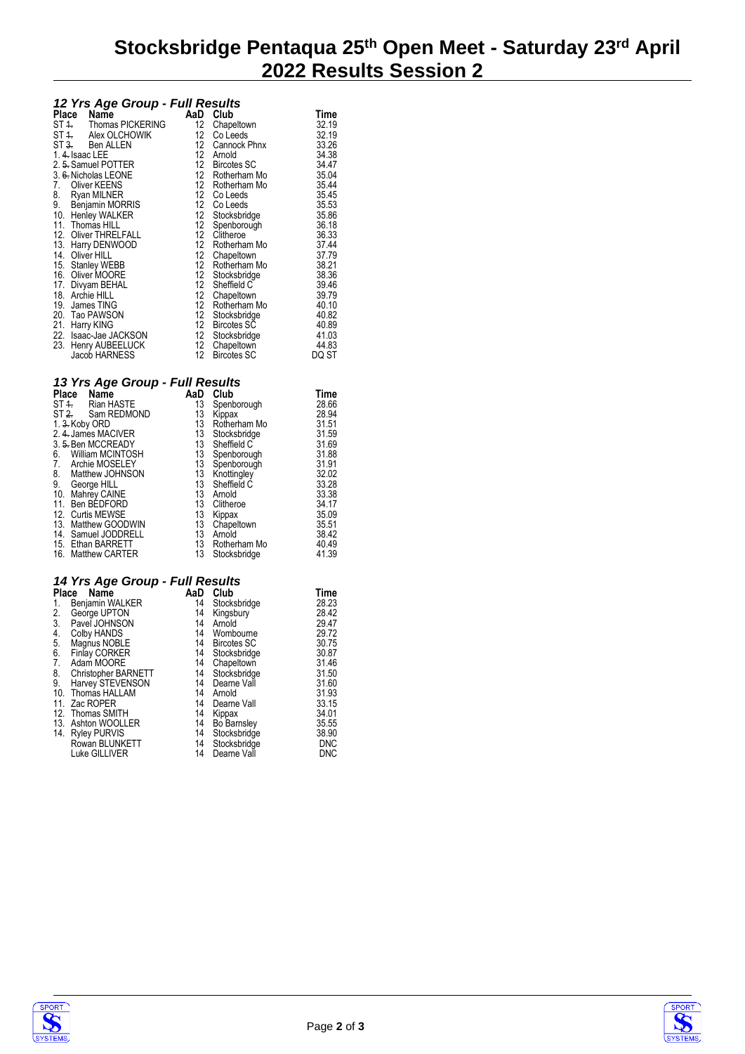# Stocksbridge Pentaqua 25th Open Meet - Saturday 23rd April 2022 Results Session 2

### 12 Yrs Age Group - Full Results

| Place | Name | AaD | Club | Time |
|---|---|---|---|---|
| ST ~~1.~~ | Thomas PICKERING | 12 | Chapeltown | 32.19 |
| ST ~~1.~~ | Alex OLCHOWIK | 12 | Co Leeds | 32.19 |
| ST ~~3.~~ | Ben ALLEN | 12 | Cannock Phnx | 33.26 |
| 1. ~~4.~~ | Isaac LEE | 12 | Arnold | 34.38 |
| 2. ~~5.~~ | Samuel POTTER | 12 | Bircotes SC | 34.47 |
| 3. ~~6.~~ | Nicholas LEONE | 12 | Rotherham Mo | 35.04 |
| 7. | Oliver KEENS | 12 | Rotherham Mo | 35.44 |
| 8. | Ryan MILNER | 12 | Co Leeds | 35.45 |
| 9. | Benjamin MORRIS | 12 | Co Leeds | 35.53 |
| 10. | Henley WALKER | 12 | Stocksbridge | 35.86 |
| 11. | Thomas HILL | 12 | Spenborough | 36.18 |
| 12. | Oliver THRELFALL | 12 | Clitheroe | 36.33 |
| 13. | Harry DENWOOD | 12 | Rotherham Mo | 37.44 |
| 14. | Oliver HILL | 12 | Chapeltown | 37.79 |
| 15. | Stanley WEBB | 12 | Rotherham Mo | 38.21 |
| 16. | Oliver MOORE | 12 | Stocksbridge | 38.36 |
| 17. | Divyam BEHAL | 12 | Sheffield C | 39.46 |
| 18. | Archie HILL | 12 | Chapeltown | 39.79 |
| 19. | James TING | 12 | Rotherham Mo | 40.10 |
| 20. | Tao PAWSON | 12 | Stocksbridge | 40.82 |
| 21. | Harry KING | 12 | Bircotes SC | 40.89 |
| 22. | Isaac-Jae JACKSON | 12 | Stocksbridge | 41.03 |
| 23. | Henry AUBEELUCK | 12 | Chapeltown | 44.83 |
| | Jacob HARNESS | 12 | Bircotes SC | DQ ST |

### 13 Yrs Age Group - Full Results

| Place | Name | AaD | Club | Time |
|---|---|---|---|---|
| ST ~~1.~~ | Rian HASTE | 13 | Spenborough | 28.66 |
| ST ~~2.~~ | Sam REDMOND | 13 | Kippax | 28.94 |
| 1. ~~3.~~ | Koby ORD | 13 | Rotherham Mo | 31.51 |
| 2. ~~4.~~ | James MACIVER | 13 | Stocksbridge | 31.59 |
| 3. ~~5.~~ | Ben MCCREADY | 13 | Sheffield C | 31.69 |
| 6. | William MCINTOSH | 13 | Spenborough | 31.88 |
| 7. | Archie MOSELEY | 13 | Spenborough | 31.91 |
| 8. | Matthew JOHNSON | 13 | Knottingley | 32.02 |
| 9. | George HILL | 13 | Sheffield C | 33.28 |
| 10. | Mahrey CAINE | 13 | Arnold | 33.38 |
| 11. | Ben BEDFORD | 13 | Clitheroe | 34.17 |
| 12. | Curtis MEWSE | 13 | Kippax | 35.09 |
| 13. | Matthew GOODWIN | 13 | Chapeltown | 35.51 |
| 14. | Samuel JODDRELL | 13 | Arnold | 38.42 |
| 15. | Ethan BARRETT | 13 | Rotherham Mo | 40.49 |
| 16. | Matthew CARTER | 13 | Stocksbridge | 41.39 |

### 14 Yrs Age Group - Full Results

| Place | Name | AaD | Club | Time |
|---|---|---|---|---|
| 1. | Benjamin WALKER | 14 | Stocksbridge | 28.23 |
| 2. | George UPTON | 14 | Kingsbury | 28.42 |
| 3. | Pavel JOHNSON | 14 | Arnold | 29.47 |
| 4. | Colby HANDS | 14 | Wombourne | 29.72 |
| 5. | Magnus NOBLE | 14 | Bircotes SC | 30.75 |
| 6. | Finlay CORKER | 14 | Stocksbridge | 30.87 |
| 7. | Adam MOORE | 14 | Chapeltown | 31.46 |
| 8. | Christopher BARNETT | 14 | Stocksbridge | 31.50 |
| 9. | Harvey STEVENSON | 14 | Dearne Vall | 31.60 |
| 10. | Thomas HALLAM | 14 | Arnold | 31.93 |
| 11. | Zac ROPER | 14 | Dearne Vall | 33.15 |
| 12. | Thomas SMITH | 14 | Kippax | 34.01 |
| 13. | Ashton WOOLLER | 14 | Bo Barnsley | 35.55 |
| 14. | Ryley PURVIS | 14 | Stocksbridge | 38.90 |
| | Rowan BLUNKETT | 14 | Stocksbridge | DNC |
| | Luke GILLIVER | 14 | Dearne Vall | DNC |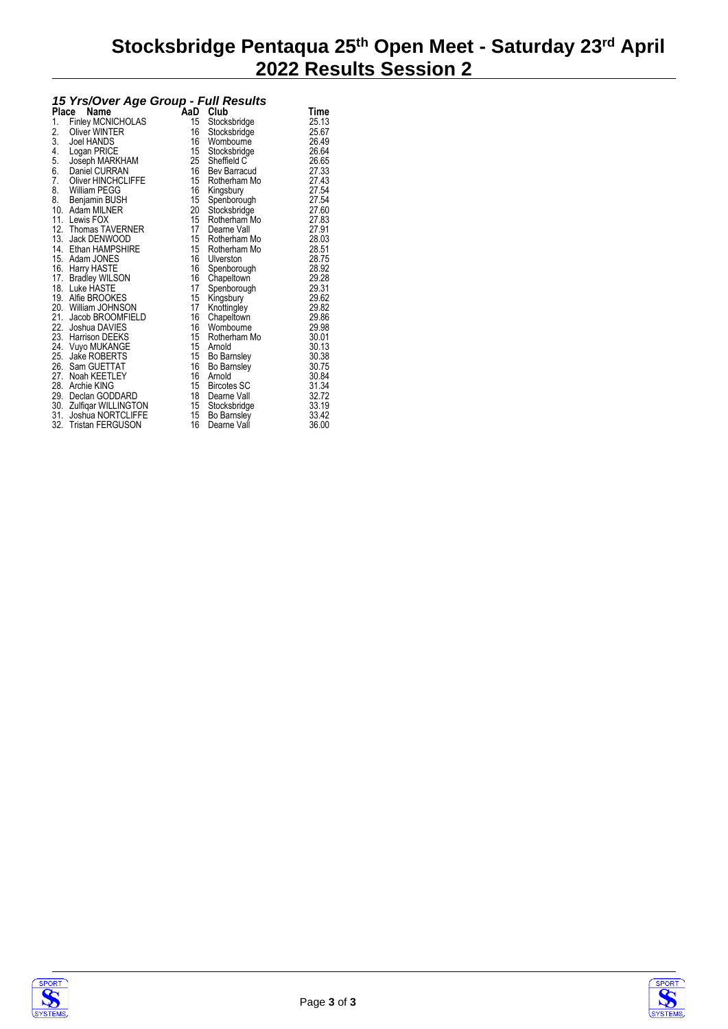# Stocksbridge Pentaqua 25th Open Meet - Saturday 23rd April 2022 Results Session 2

### *15 Yrs/Over Age Group - Full Results*

| Place | Name | AaD | Club | Time |
|---|---|---|---|---|
| 1. | Finley MCNICHOLAS | 15 | Stocksbridge | 25.13 |
| 2. | Oliver WINTER | 16 | Stocksbridge | 25.67 |
| 3. | Joel HANDS | 16 | Wombourne | 26.49 |
| 4. | Logan PRICE | 15 | Stocksbridge | 26.64 |
| 5. | Joseph MARKHAM | 25 | Sheffield C | 26.65 |
| 6. | Daniel CURRAN | 16 | Bev Barracud | 27.33 |
| 7. | Oliver HINCHCLIFFE | 15 | Rotherham Mo | 27.43 |
| 8. | William PEGG | 16 | Kingsbury | 27.54 |
| 8. | Benjamin BUSH | 15 | Spenborough | 27.54 |
| 10. | Adam MILNER | 20 | Stocksbridge | 27.60 |
| 11. | Lewis FOX | 15 | Rotherham Mo | 27.83 |
| 12. | Thomas TAVERNER | 17 | Dearne Vall | 27.91 |
| 13. | Jack DENWOOD | 15 | Rotherham Mo | 28.03 |
| 14. | Ethan HAMPSHIRE | 15 | Rotherham Mo | 28.51 |
| 15. | Adam JONES | 16 | Ulverston | 28.75 |
| 16. | Harry HASTE | 16 | Spenborough | 28.92 |
| 17. | Bradley WILSON | 16 | Chapeltown | 29.28 |
| 18. | Luke HASTE | 17 | Spenborough | 29.31 |
| 19. | Alfie BROOKES | 15 | Kingsbury | 29.62 |
| 20. | William JOHNSON | 17 | Knottingley | 29.82 |
| 21. | Jacob BROOMFIELD | 16 | Chapeltown | 29.86 |
| 22. | Joshua DAVIES | 16 | Wombourne | 29.98 |
| 23. | Harrison DEEKS | 15 | Rotherham Mo | 30.01 |
| 24. | Vuyo MUKANGE | 15 | Arnold | 30.13 |
| 25. | Jake ROBERTS | 15 | Bo Barnsley | 30.38 |
| 26. | Sam GUETTAT | 16 | Bo Barnsley | 30.75 |
| 27. | Noah KEETLEY | 16 | Arnold | 30.84 |
| 28. | Archie KING | 15 | Bircotes SC | 31.34 |
| 29. | Declan GODDARD | 18 | Dearne Vall | 32.72 |
| 30. | Zulfiqar WILLINGTON | 15 | Stocksbridge | 33.19 |
| 31. | Joshua NORTCLIFFE | 15 | Bo Barnsley | 33.42 |
| 32. | Tristan FERGUSON | 16 | Dearne Vall | 36.00 |